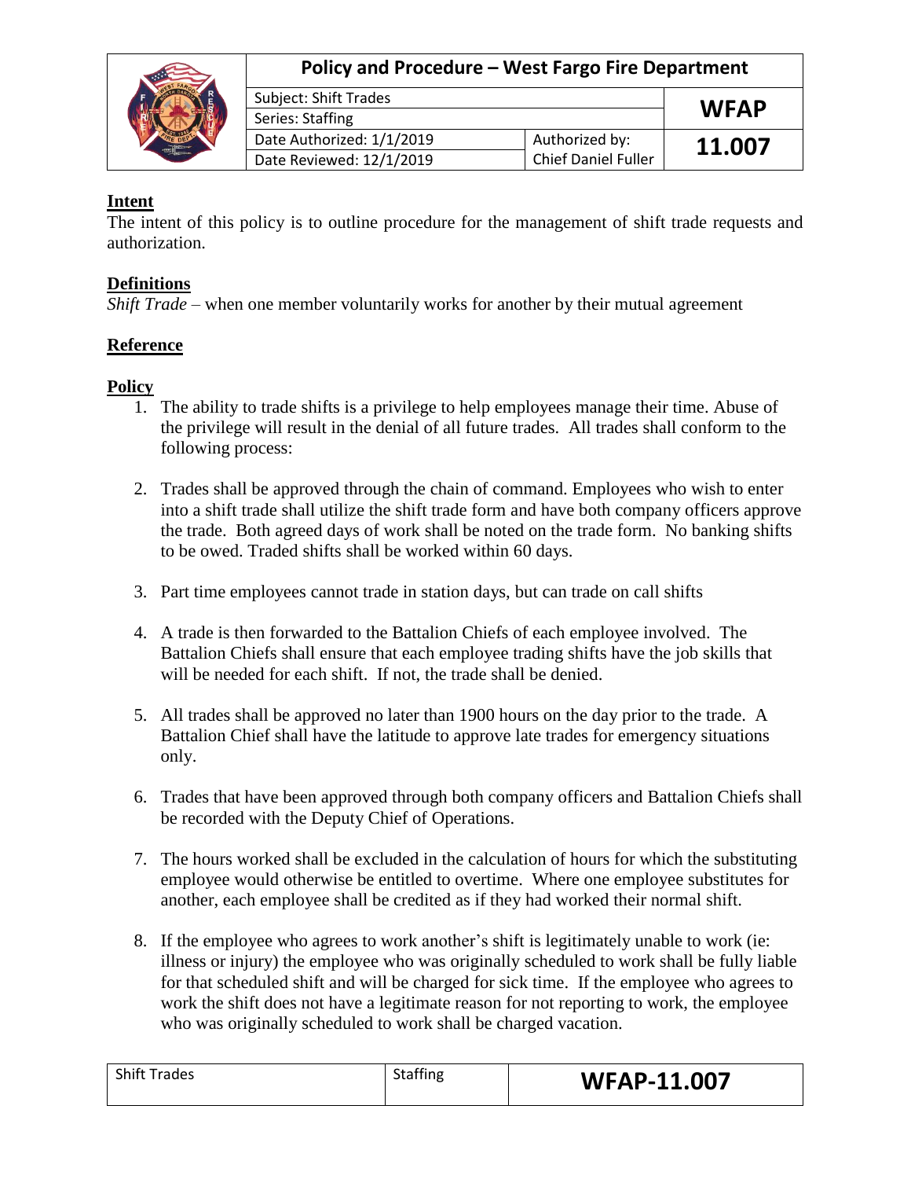| Policy and Procedure – West Fargo Fire Department | | |
|---|---|---|
| Subject: Shift Trades | | WFAP |
| Series: Staffing | | |
| Date Authorized: 1/1/2019 | Authorized by: | 11.007 |
| Date Reviewed: 12/1/2019 | Chief Daniel Fuller | |

## Intent

The intent of this policy is to outline procedure for the management of shift trade requests and authorization.

## Definitions

*Shift Trade* – when one member voluntarily works for another by their mutual agreement

## Reference

## Policy

1. The ability to trade shifts is a privilege to help employees manage their time. Abuse of the privilege will result in the denial of all future trades. All trades shall conform to the following process:

2. Trades shall be approved through the chain of command. Employees who wish to enter into a shift trade shall utilize the shift trade form and have both company officers approve the trade. Both agreed days of work shall be noted on the trade form. No banking shifts to be owed. Traded shifts shall be worked within 60 days.

3. Part time employees cannot trade in station days, but can trade on call shifts

4. A trade is then forwarded to the Battalion Chiefs of each employee involved. The Battalion Chiefs shall ensure that each employee trading shifts have the job skills that will be needed for each shift. If not, the trade shall be denied.

5. All trades shall be approved no later than 1900 hours on the day prior to the trade. A Battalion Chief shall have the latitude to approve late trades for emergency situations only.

6. Trades that have been approved through both company officers and Battalion Chiefs shall be recorded with the Deputy Chief of Operations.

7. The hours worked shall be excluded in the calculation of hours for which the substituting employee would otherwise be entitled to overtime. Where one employee substitutes for another, each employee shall be credited as if they had worked their normal shift.

8. If the employee who agrees to work another's shift is legitimately unable to work (ie: illness or injury) the employee who was originally scheduled to work shall be fully liable for that scheduled shift and will be charged for sick time. If the employee who agrees to work the shift does not have a legitimate reason for not reporting to work, the employee who was originally scheduled to work shall be charged vacation.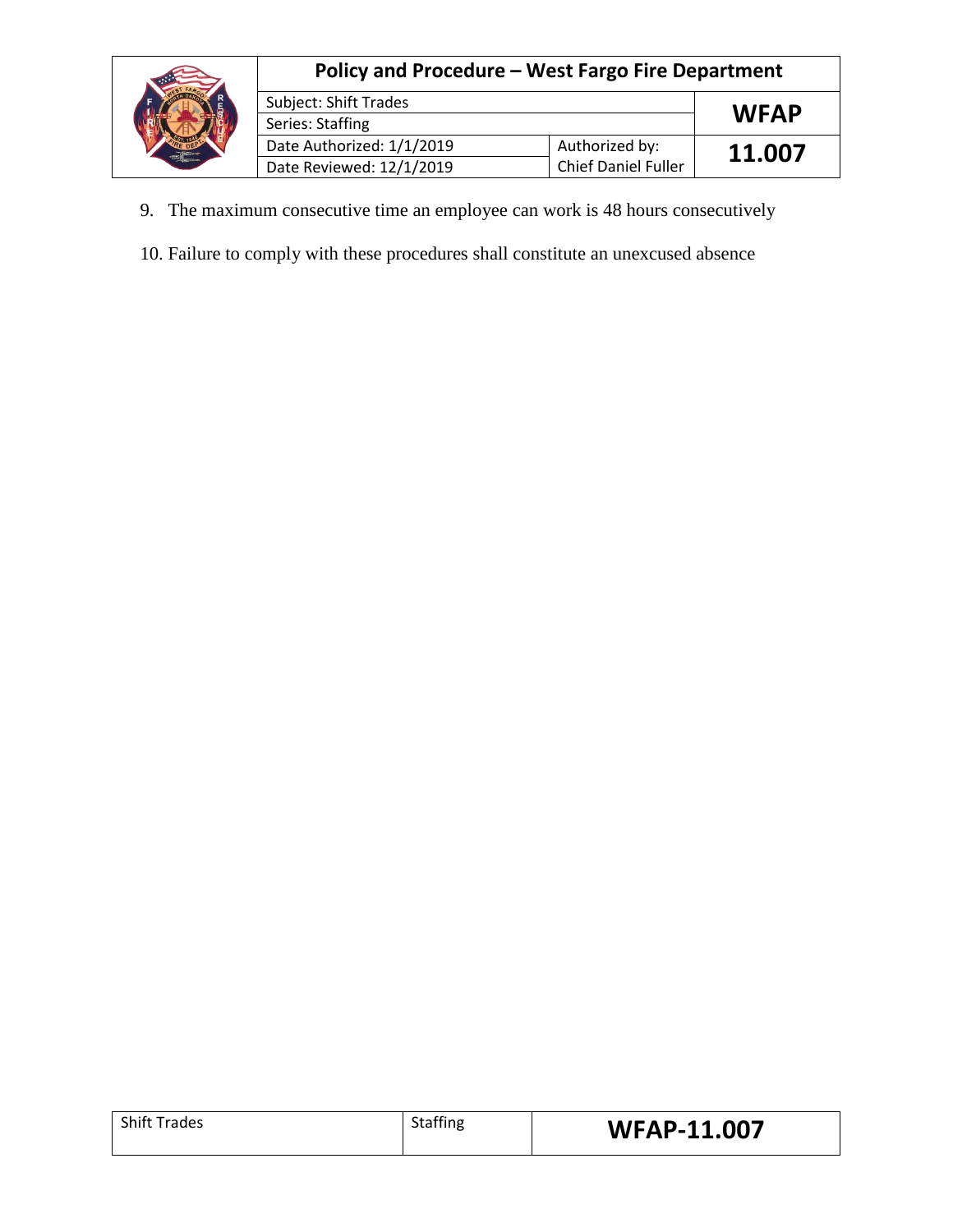9. The maximum consecutive time an employee can work is 48 hours consecutively
10. Failure to comply with these procedures shall constitute an unexcused absence